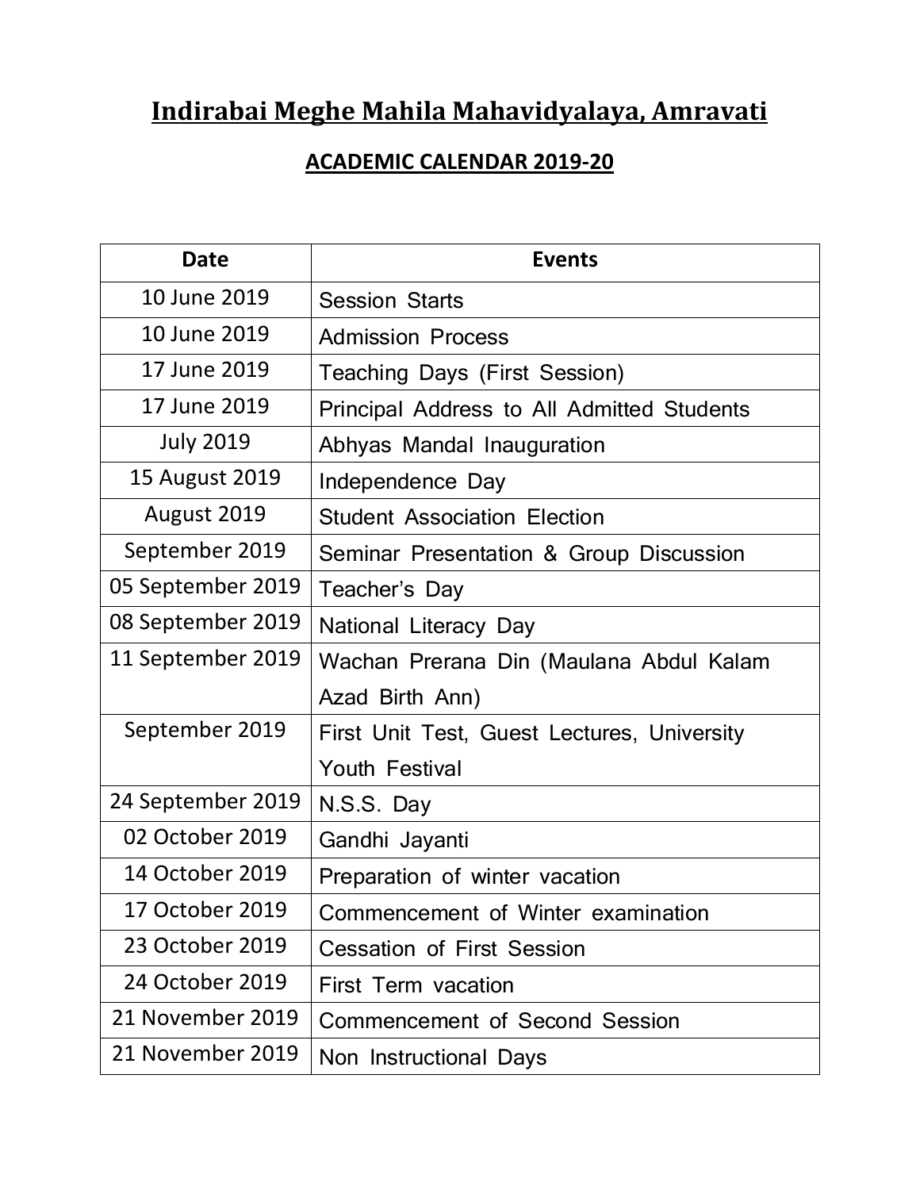# Indirabai Meghe Mahila Mahavidyalaya, Amravati

## ACADEMIC CALENDAR 2019-20

| Date | Events |
|---|---|
| 10 June 2019 | Session Starts |
| 10 June 2019 | Admission Process |
| 17 June 2019 | Teaching Days (First Session) |
| 17 June 2019 | Principal Address to All Admitted Students |
| July 2019 | Abhyas Mandal Inauguration |
| 15 August 2019 | Independence Day |
| August 2019 | Student Association Election |
| September 2019 | Seminar Presentation & Group Discussion |
| 05 September 2019 | Teacher's Day |
| 08 September 2019 | National Literacy Day |
| 11 September 2019 | Wachan Prerana Din (Maulana Abdul Kalam Azad Birth Ann) |
| September 2019 | First Unit Test, Guest Lectures, University Youth Festival |
| 24 September 2019 | N.S.S. Day |
| 02 October 2019 | Gandhi Jayanti |
| 14 October 2019 | Preparation of winter vacation |
| 17 October 2019 | Commencement of Winter examination |
| 23 October 2019 | Cessation of First Session |
| 24 October 2019 | First Term vacation |
| 21 November 2019 | Commencement of Second Session |
| 21 November 2019 | Non Instructional Days |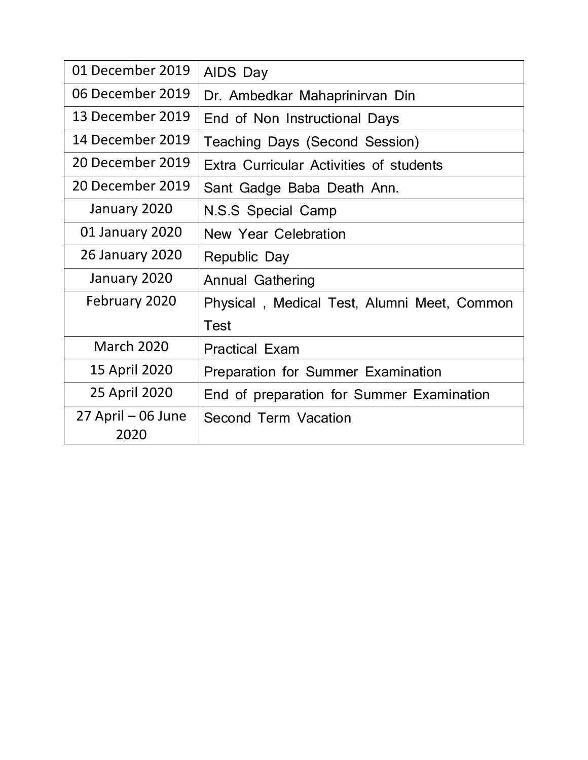| | |
|---|---|
| 01 December 2019 | AIDS Day |
| 06 December 2019 | Dr. Ambedkar Mahaprinirvan Din |
| 13 December 2019 | End of Non Instructional Days |
| 14 December 2019 | Teaching Days (Second Session) |
| 20 December 2019 | Extra Curricular Activities of students |
| 20 December 2019 | Sant Gadge Baba Death Ann. |
| January 2020 | N.S.S Special Camp |
| 01 January 2020 | New Year Celebration |
| 26 January 2020 | Republic Day |
| January 2020 | Annual Gathering |
| February 2020 | Physical , Medical Test, Alumni Meet, Common Test |
| March 2020 | Practical Exam |
| 15 April 2020 | Preparation for Summer Examination |
| 25 April 2020 | End of preparation for Summer Examination |
| 27 April – 06 June 2020 | Second Term Vacation |